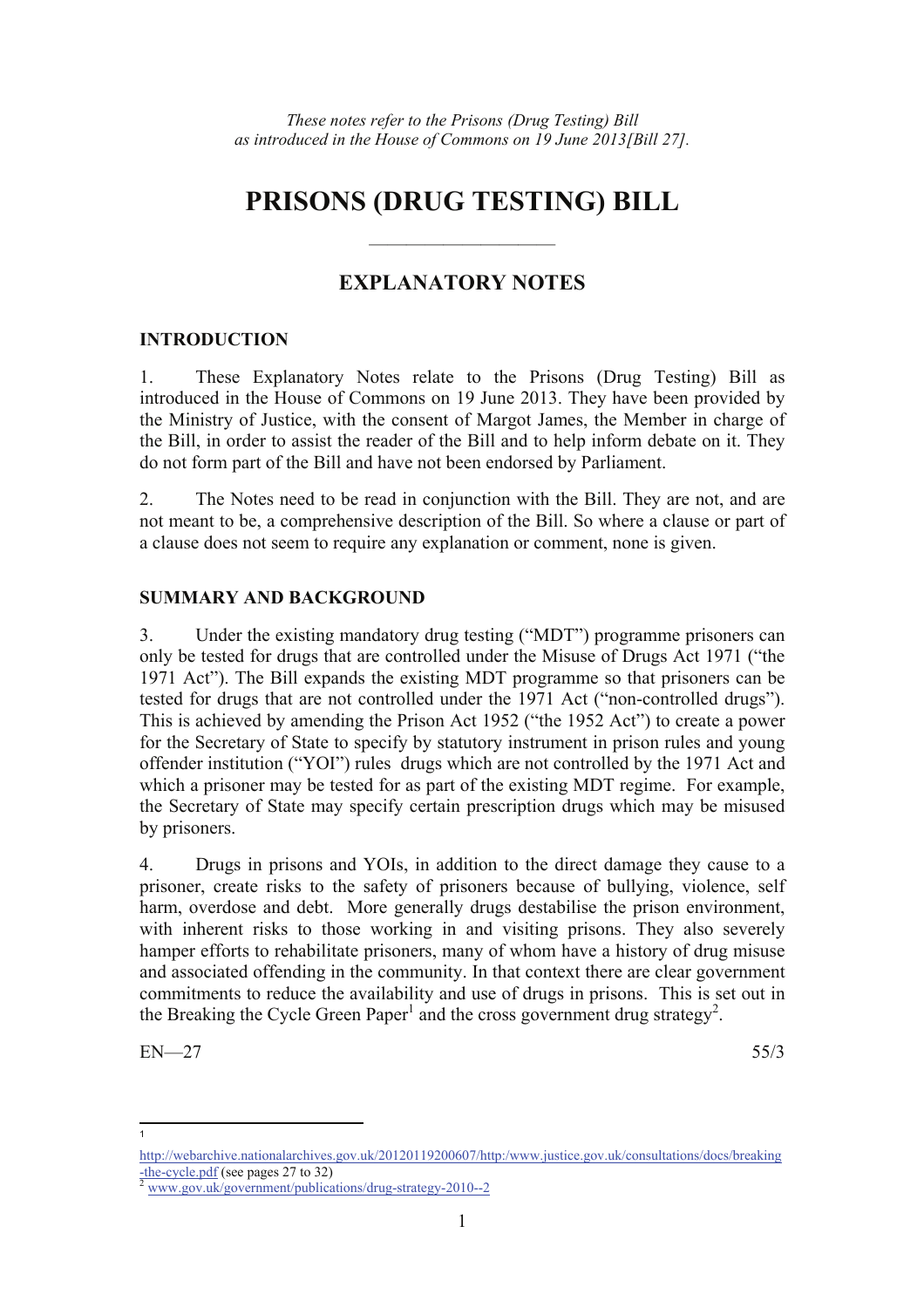*These notes refer to the Prisons (Drug Testing) Bill as introduced in the House of Commons on 19 June 2013[Bill 27].*

# PRISONS (DRUG TESTING) BILL

---

## EXPLANATORY NOTES

### INTRODUCTION

1. These Explanatory Notes relate to the Prisons (Drug Testing) Bill as introduced in the House of Commons on 19 June 2013. They have been provided by the Ministry of Justice, with the consent of Margot James, the Member in charge of the Bill, in order to assist the reader of the Bill and to help inform debate on it. They do not form part of the Bill and have not been endorsed by Parliament.

2. The Notes need to be read in conjunction with the Bill. They are not, and are not meant to be, a comprehensive description of the Bill. So where a clause or part of a clause does not seem to require any explanation or comment, none is given.

### SUMMARY AND BACKGROUND

3. Under the existing mandatory drug testing ("MDT") programme prisoners can only be tested for drugs that are controlled under the Misuse of Drugs Act 1971 ("the 1971 Act"). The Bill expands the existing MDT programme so that prisoners can be tested for drugs that are not controlled under the 1971 Act ("non-controlled drugs"). This is achieved by amending the Prison Act 1952 ("the 1952 Act") to create a power for the Secretary of State to specify by statutory instrument in prison rules and young offender institution ("YOI") rules drugs which are not controlled by the 1971 Act and which a prisoner may be tested for as part of the existing MDT regime. For example, the Secretary of State may specify certain prescription drugs which may be misused by prisoners.

4. Drugs in prisons and YOIs, in addition to the direct damage they cause to a prisoner, create risks to the safety of prisoners because of bullying, violence, self harm, overdose and debt. More generally drugs destabilise the prison environment, with inherent risks to those working in and visiting prisons. They also severely hamper efforts to rehabilitate prisoners, many of whom have a history of drug misuse and associated offending in the community. In that context there are clear government commitments to reduce the availability and use of drugs in prisons. This is set out in the Breaking the Cycle Green Paper[1] and the cross government drug strategy[2].

EN—27 55/3

---

[1] http://webarchive.nationalarchives.gov.uk/20120119200607/http:/www.justice.gov.uk/consultations/docs/breaking-the-cycle.pdf (see pages 27 to 32)

[2] www.gov.uk/government/publications/drug-strategy-2010--2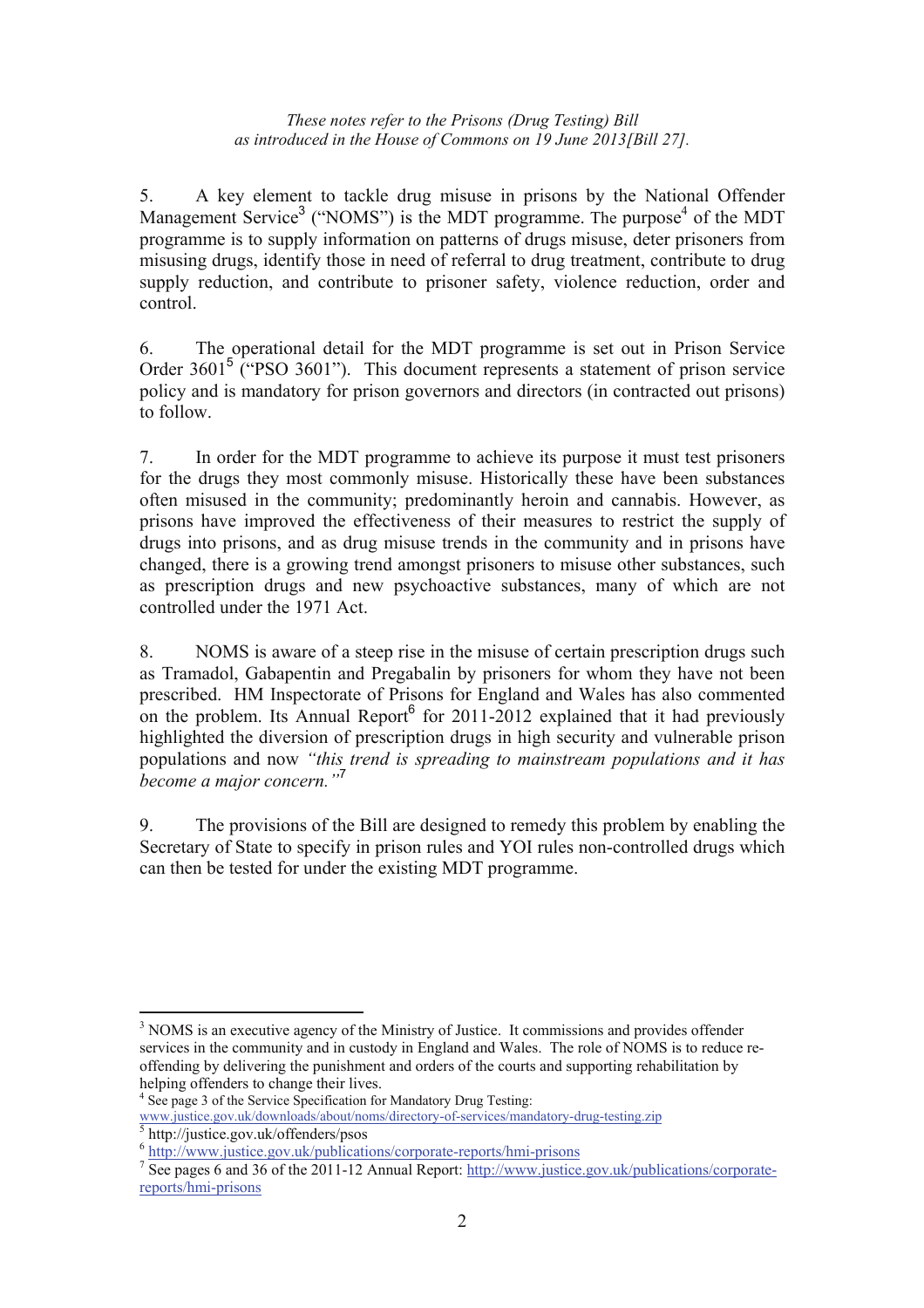*These notes refer to the Prisons (Drug Testing) Bill as introduced in the House of Commons on 19 June 2013[Bill 27].*

5. A key element to tackle drug misuse in prisons by the National Offender Management Service[3] ("NOMS") is the MDT programme. The purpose[4] of the MDT programme is to supply information on patterns of drugs misuse, deter prisoners from misusing drugs, identify those in need of referral to drug treatment, contribute to drug supply reduction, and contribute to prisoner safety, violence reduction, order and control.

6. The operational detail for the MDT programme is set out in Prison Service Order 3601[5] ("PSO 3601"). This document represents a statement of prison service policy and is mandatory for prison governors and directors (in contracted out prisons) to follow.

7. In order for the MDT programme to achieve its purpose it must test prisoners for the drugs they most commonly misuse. Historically these have been substances often misused in the community; predominantly heroin and cannabis. However, as prisons have improved the effectiveness of their measures to restrict the supply of drugs into prisons, and as drug misuse trends in the community and in prisons have changed, there is a growing trend amongst prisoners to misuse other substances, such as prescription drugs and new psychoactive substances, many of which are not controlled under the 1971 Act.

8. NOMS is aware of a steep rise in the misuse of certain prescription drugs such as Tramadol, Gabapentin and Pregabalin by prisoners for whom they have not been prescribed. HM Inspectorate of Prisons for England and Wales has also commented on the problem. Its Annual Report[6] for 2011-2012 explained that it had previously highlighted the diversion of prescription drugs in high security and vulnerable prison populations and now *"this trend is spreading to mainstream populations and it has become a major concern."*[7]

9. The provisions of the Bill are designed to remedy this problem by enabling the Secretary of State to specify in prison rules and YOI rules non-controlled drugs which can then be tested for under the existing MDT programme.

---

[3] NOMS is an executive agency of the Ministry of Justice. It commissions and provides offender services in the community and in custody in England and Wales. The role of NOMS is to reduce re-offending by delivering the punishment and orders of the courts and supporting rehabilitation by helping offenders to change their lives.

[4] See page 3 of the Service Specification for Mandatory Drug Testing: www.justice.gov.uk/downloads/about/noms/directory-of-services/mandatory-drug-testing.zip

[5] http://justice.gov.uk/offenders/psos

[6] http://www.justice.gov.uk/publications/corporate-reports/hmi-prisons

[7] See pages 6 and 36 of the 2011-12 Annual Report: http://www.justice.gov.uk/publications/corporate-reports/hmi-prisons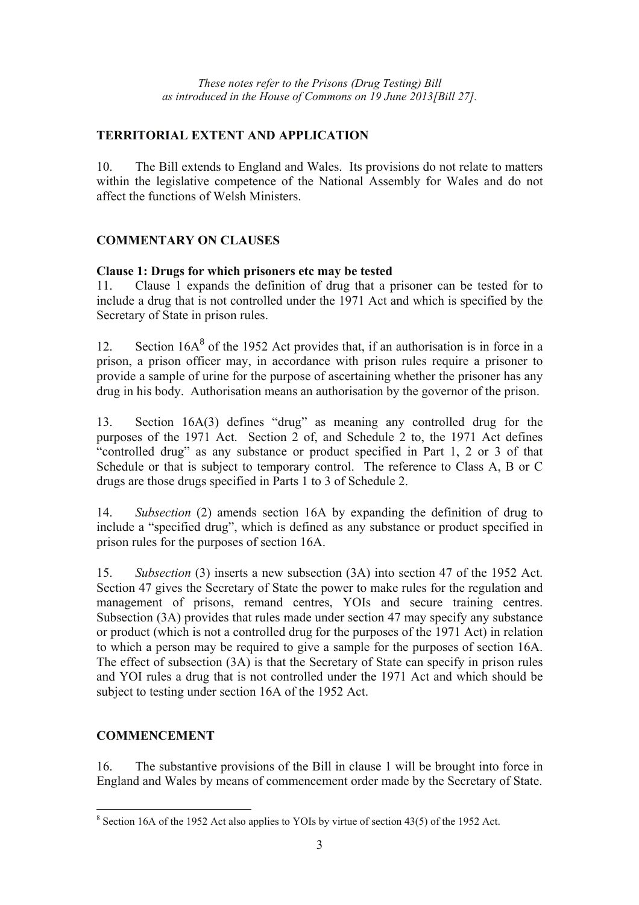*These notes refer to the Prisons (Drug Testing) Bill as introduced in the House of Commons on 19 June 2013[Bill 27].*

## TERRITORIAL EXTENT AND APPLICATION

10. The Bill extends to England and Wales. Its provisions do not relate to matters within the legislative competence of the National Assembly for Wales and do not affect the functions of Welsh Ministers.

## COMMENTARY ON CLAUSES

### Clause 1: Drugs for which prisoners etc may be tested

11. Clause 1 expands the definition of drug that a prisoner can be tested for to include a drug that is not controlled under the 1971 Act and which is specified by the Secretary of State in prison rules.

12. Section 16A[8] of the 1952 Act provides that, if an authorisation is in force in a prison, a prison officer may, in accordance with prison rules require a prisoner to provide a sample of urine for the purpose of ascertaining whether the prisoner has any drug in his body. Authorisation means an authorisation by the governor of the prison.

13. Section 16A(3) defines "drug" as meaning any controlled drug for the purposes of the 1971 Act. Section 2 of, and Schedule 2 to, the 1971 Act defines "controlled drug" as any substance or product specified in Part 1, 2 or 3 of that Schedule or that is subject to temporary control. The reference to Class A, B or C drugs are those drugs specified in Parts 1 to 3 of Schedule 2.

14. *Subsection* (2) amends section 16A by expanding the definition of drug to include a "specified drug", which is defined as any substance or product specified in prison rules for the purposes of section 16A.

15. *Subsection* (3) inserts a new subsection (3A) into section 47 of the 1952 Act. Section 47 gives the Secretary of State the power to make rules for the regulation and management of prisons, remand centres, YOIs and secure training centres. Subsection (3A) provides that rules made under section 47 may specify any substance or product (which is not a controlled drug for the purposes of the 1971 Act) in relation to which a person may be required to give a sample for the purposes of section 16A. The effect of subsection (3A) is that the Secretary of State can specify in prison rules and YOI rules a drug that is not controlled under the 1971 Act and which should be subject to testing under section 16A of the 1952 Act.

## COMMENCEMENT

16. The substantive provisions of the Bill in clause 1 will be brought into force in England and Wales by means of commencement order made by the Secretary of State.

---

[8] Section 16A of the 1952 Act also applies to YOIs by virtue of section 43(5) of the 1952 Act.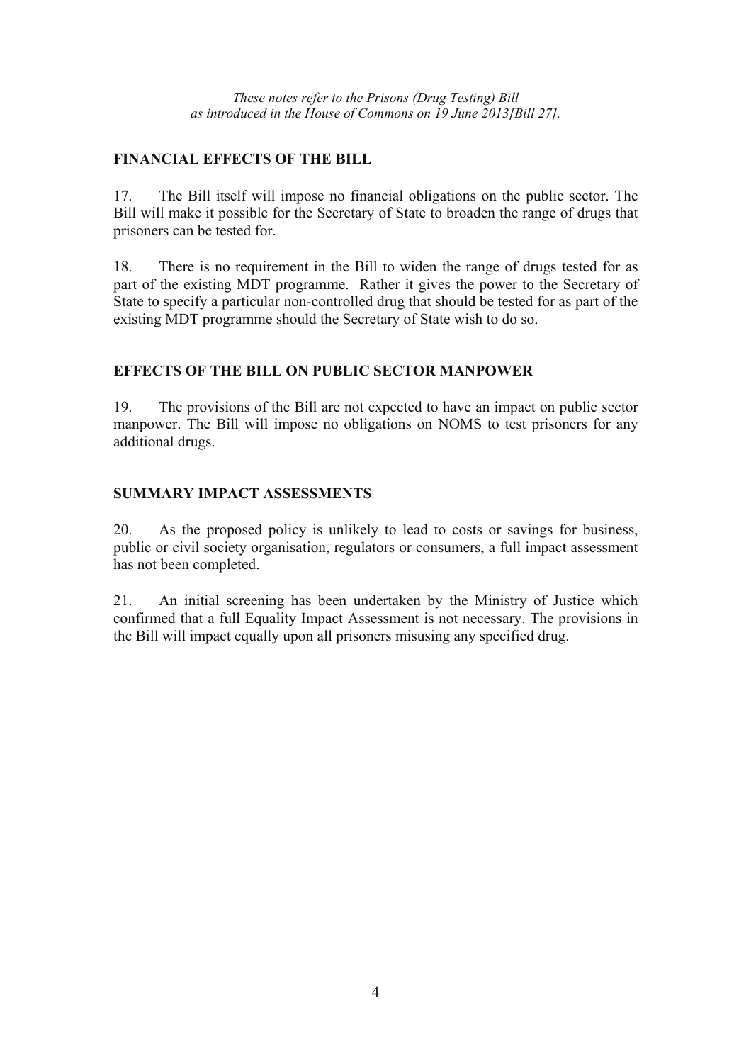*These notes refer to the Prisons (Drug Testing) Bill*
*as introduced in the House of Commons on 19 June 2013[Bill 27].*

## FINANCIAL EFFECTS OF THE BILL

17. The Bill itself will impose no financial obligations on the public sector. The Bill will make it possible for the Secretary of State to broaden the range of drugs that prisoners can be tested for.

18. There is no requirement in the Bill to widen the range of drugs tested for as part of the existing MDT programme. Rather it gives the power to the Secretary of State to specify a particular non-controlled drug that should be tested for as part of the existing MDT programme should the Secretary of State wish to do so.

## EFFECTS OF THE BILL ON PUBLIC SECTOR MANPOWER

19. The provisions of the Bill are not expected to have an impact on public sector manpower. The Bill will impose no obligations on NOMS to test prisoners for any additional drugs.

## SUMMARY IMPACT ASSESSMENTS

20. As the proposed policy is unlikely to lead to costs or savings for business, public or civil society organisation, regulators or consumers, a full impact assessment has not been completed.

21. An initial screening has been undertaken by the Ministry of Justice which confirmed that a full Equality Impact Assessment is not necessary. The provisions in the Bill will impact equally upon all prisoners misusing any specified drug.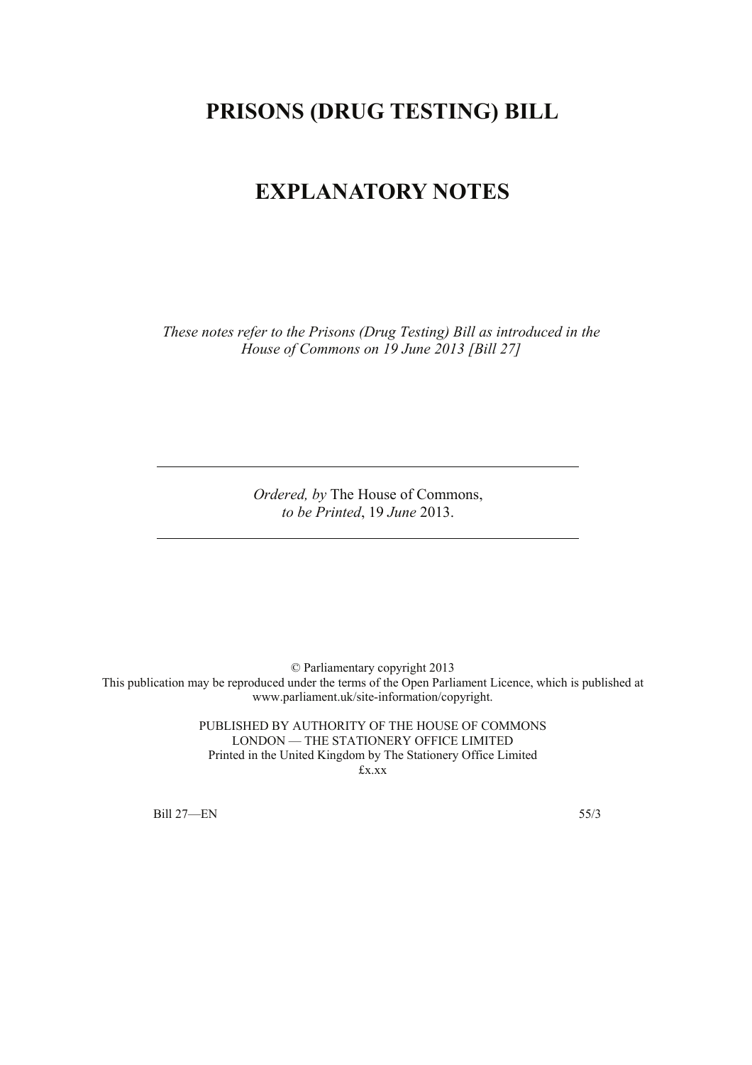# PRISONS (DRUG TESTING) BILL

# EXPLANATORY NOTES

*These notes refer to the Prisons (Drug Testing) Bill as introduced in the House of Commons on 19 June 2013 [Bill 27]*

---

*Ordered, by* The House of Commons,
*to be Printed*, 19 *June* 2013.

---

© Parliamentary copyright 2013
This publication may be reproduced under the terms of the Open Parliament Licence, which is published at www.parliament.uk/site-information/copyright.

PUBLISHED BY AUTHORITY OF THE HOUSE OF COMMONS
LONDON — THE STATIONERY OFFICE LIMITED
Printed in the United Kingdom by The Stationery Office Limited
£x.xx

Bill 27—EN 55/3